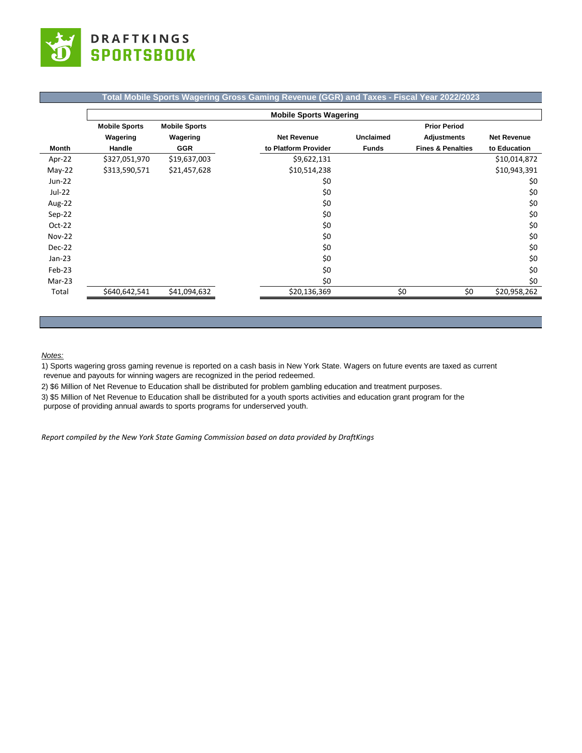DRAFTKINGS SPORTSBOOK

## Total Mobile Sports Wagering Gross Gaming Revenue (GGR) and Taxes - Fiscal Year 2022/2023

| Month | Mobile Sports Wagering Handle | Mobile Sports Wagering GGR | Net Revenue to Platform Provider | Unclaimed Funds | Prior Period Adjustments Fines & Penalties | Net Revenue to Education |
|---|---|---|---|---|---|---|
| Apr-22 | $327,051,970 | $19,637,003 | $9,622,131 | | | $10,014,872 |
| May-22 | $313,590,571 | $21,457,628 | $10,514,238 | | | $10,943,391 |
| Jun-22 | | | $0 | | | $0 |
| Jul-22 | | | $0 | | | $0 |
| Aug-22 | | | $0 | | | $0 |
| Sep-22 | | | $0 | | | $0 |
| Oct-22 | | | $0 | | | $0 |
| Nov-22 | | | $0 | | | $0 |
| Dec-22 | | | $0 | | | $0 |
| Jan-23 | | | $0 | | | $0 |
| Feb-23 | | | $0 | | | $0 |
| Mar-23 | | | $0 | | | $0 |
| Total | $640,642,541 | $41,094,632 | $20,136,369 | $0 | $0 | $20,958,262 |

*Notes:*

1) Sports wagering gross gaming revenue is reported on a cash basis in New York State. Wagers on future events are taxed as current revenue and payouts for winning wagers are recognized in the period redeemed.

2) $6 Million of Net Revenue to Education shall be distributed for problem gambling education and treatment purposes.

3) $5 Million of Net Revenue to Education shall be distributed for a youth sports activities and education grant program for the purpose of providing annual awards to sports programs for underserved youth.

*Report compiled by the New York State Gaming Commission based on data provided by DraftKings*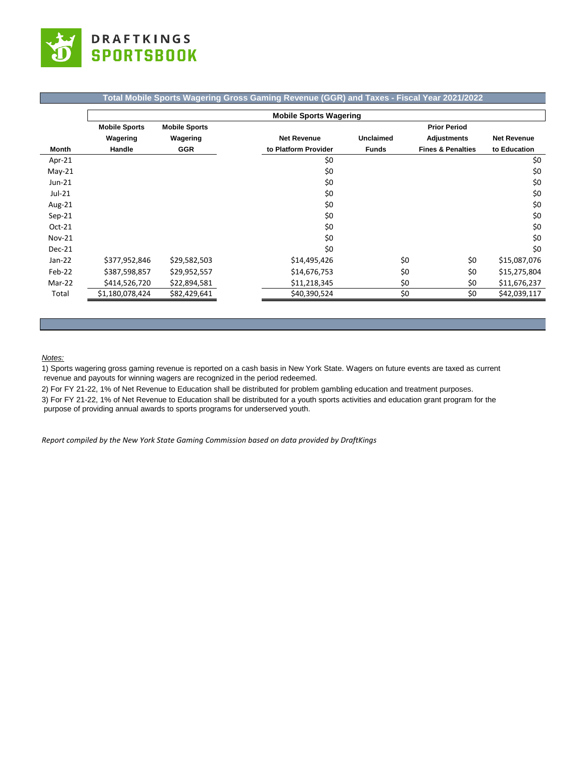# DRAFTKINGS SPORTSBOOK

## Total Mobile Sports Wagering Gross Gaming Revenue (GGR) and Taxes - Fiscal Year 2021/2022

| | Mobile Sports Wagering | | | | | |
|---|---|---|---|---|---|---|
| Month | Mobile Sports Wagering Handle | Mobile Sports Wagering GGR | Net Revenue to Platform Provider | Unclaimed Funds | Prior Period Adjustments Fines & Penalties | Net Revenue to Education |
| Apr-21 | | | $0 | | | $0 |
| May-21 | | | $0 | | | $0 |
| Jun-21 | | | $0 | | | $0 |
| Jul-21 | | | $0 | | | $0 |
| Aug-21 | | | $0 | | | $0 |
| Sep-21 | | | $0 | | | $0 |
| Oct-21 | | | $0 | | | $0 |
| Nov-21 | | | $0 | | | $0 |
| Dec-21 | | | $0 | | | $0 |
| Jan-22 | $377,952,846 | $29,582,503 | $14,495,426 | $0 | $0 | $15,087,076 |
| Feb-22 | $387,598,857 | $29,952,557 | $14,676,753 | $0 | $0 | $15,275,804 |
| Mar-22 | $414,526,720 | $22,894,581 | $11,218,345 | $0 | $0 | $11,676,237 |
| Total | $1,180,078,424 | $82,429,641 | $40,390,524 | $0 | $0 | $42,039,117 |

*Notes:*

1) Sports wagering gross gaming revenue is reported on a cash basis in New York State. Wagers on future events are taxed as current revenue and payouts for winning wagers are recognized in the period redeemed.

2) For FY 21-22, 1% of Net Revenue to Education shall be distributed for problem gambling education and treatment purposes.

3) For FY 21-22, 1% of Net Revenue to Education shall be distributed for a youth sports activities and education grant program for the purpose of providing annual awards to sports programs for underserved youth.

*Report compiled by the New York State Gaming Commission based on data provided by DraftKings*